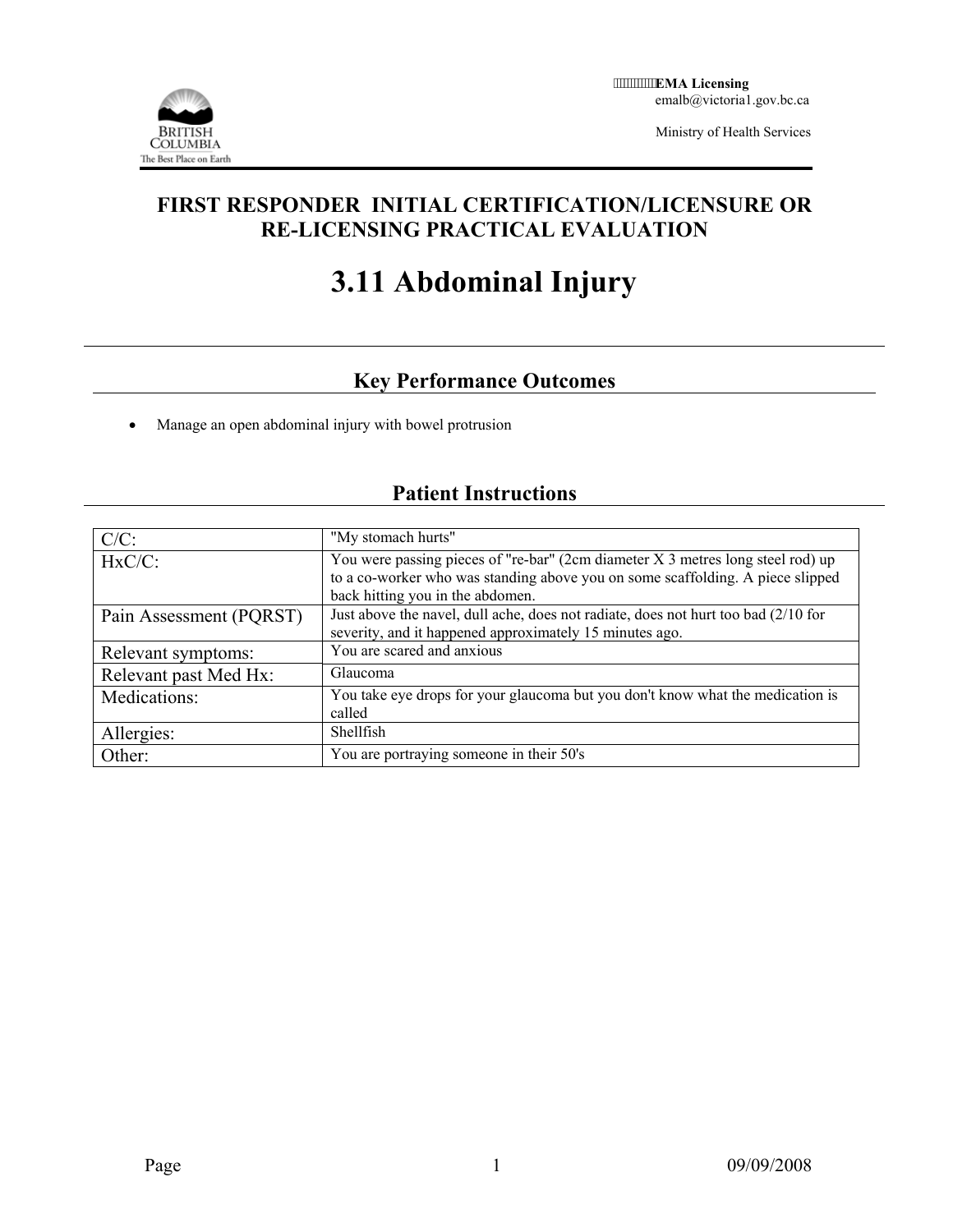EMA Licensing
emalb@victoria1.gov.bc.ca

Ministry of Health Services

# FIRST RESPONDER INITIAL CERTIFICATION/LICENSURE OR RE-LICENSING PRACTICAL EVALUATION

# 3.11 Abdominal Injury

## Key Performance Outcomes

- Manage an open abdominal injury with bowel protrusion

## Patient Instructions

| | |
|---|---|
| C/C: | "My stomach hurts" |
| HxC/C: | You were passing pieces of "re-bar" (2cm diameter X 3 metres long steel rod) up to a co-worker who was standing above you on some scaffolding. A piece slipped back hitting you in the abdomen. |
| Pain Assessment (PQRST) | Just above the navel, dull ache, does not radiate, does not hurt too bad (2/10 for severity, and it happened approximately 15 minutes ago. |
| Relevant symptoms: | You are scared and anxious |
| Relevant past Med Hx: | Glaucoma |
| Medications: | You take eye drops for your glaucoma but you don't know what the medication is called |
| Allergies: | Shellfish |
| Other: | You are portraying someone in their 50's |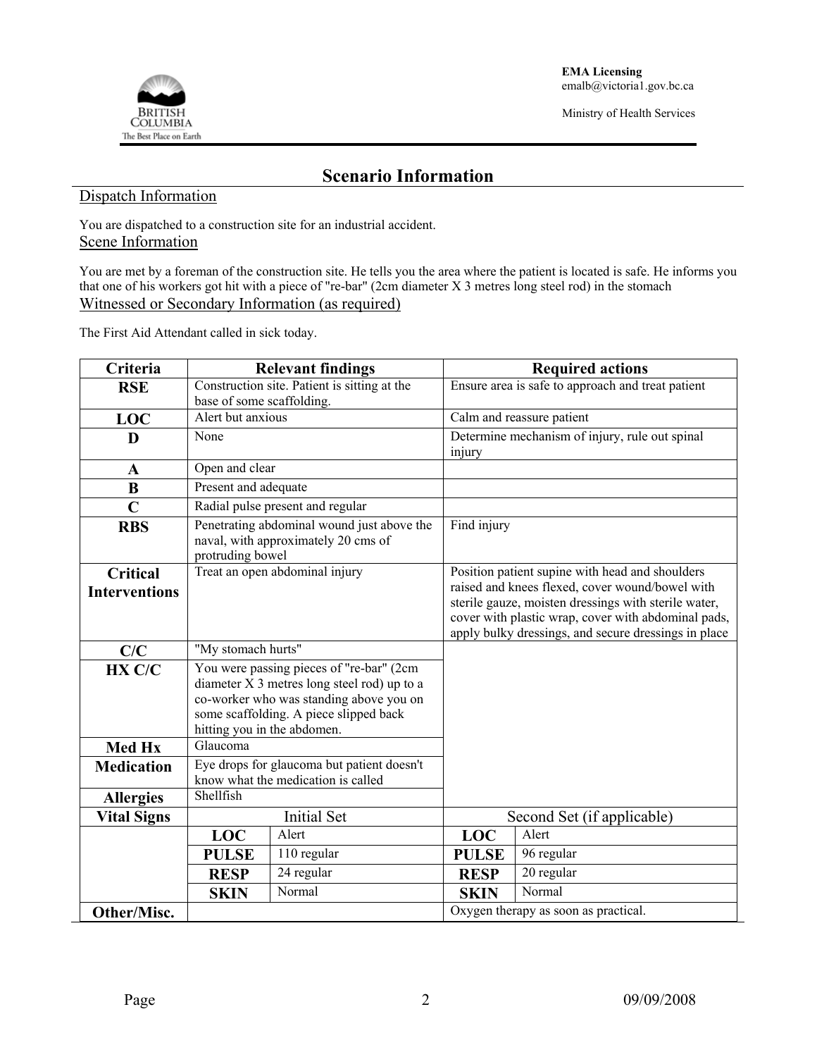EMA Licensing
emalb@victoria1.gov.bc.ca

Ministry of Health Services

## Scenario Information

### Dispatch Information

You are dispatched to a construction site for an industrial accident.

### Scene Information

You are met by a foreman of the construction site. He tells you the area where the patient is located is safe. He informs you that one of his workers got hit with a piece of "re-bar" (2cm diameter X 3 metres long steel rod) in the stomach

### Witnessed or Secondary Information (as required)

The First Aid Attendant called in sick today.

| Criteria | Relevant findings | | Required actions | |
|---|---|---|---|---|
| **RSE** | Construction site. Patient is sitting at the base of some scaffolding. | | Ensure area is safe to approach and treat patient | |
| **LOC** | Alert but anxious | | Calm and reassure patient | |
| **D** | None | | Determine mechanism of injury, rule out spinal injury | |
| **A** | Open and clear | | | |
| **B** | Present and adequate | | | |
| **C** | Radial pulse present and regular | | | |
| **RBS** | Penetrating abdominal wound just above the naval, with approximately 20 cms of protruding bowel | | Find injury | |
| **Critical Interventions** | Treat an open abdominal injury | | Position patient supine with head and shoulders raised and knees flexed, cover wound/bowel with sterile gauze, moisten dressings with sterile water, cover with plastic wrap, cover with abdominal pads, apply bulky dressings, and secure dressings in place | |
| **C/C** | "My stomach hurts" | | | |
| **HX C/C** | You were passing pieces of "re-bar" (2cm diameter X 3 metres long steel rod) up to a co-worker who was standing above you on some scaffolding. A piece slipped back hitting you in the abdomen. | | | |
| **Med Hx** | Glaucoma | | | |
| **Medication** | Eye drops for glaucoma but patient doesn't know what the medication is called | | | |
| **Allergies** | Shellfish | | | |
| **Vital Signs** | Initial Set | | Second Set (if applicable) | |
| | **LOC** | Alert | **LOC** | Alert |
| | **PULSE** | 110 regular | **PULSE** | 96 regular |
| | **RESP** | 24 regular | **RESP** | 20 regular |
| | **SKIN** | Normal | **SKIN** | Normal |
| **Other/Misc.** | | | Oxygen therapy as soon as practical. | |